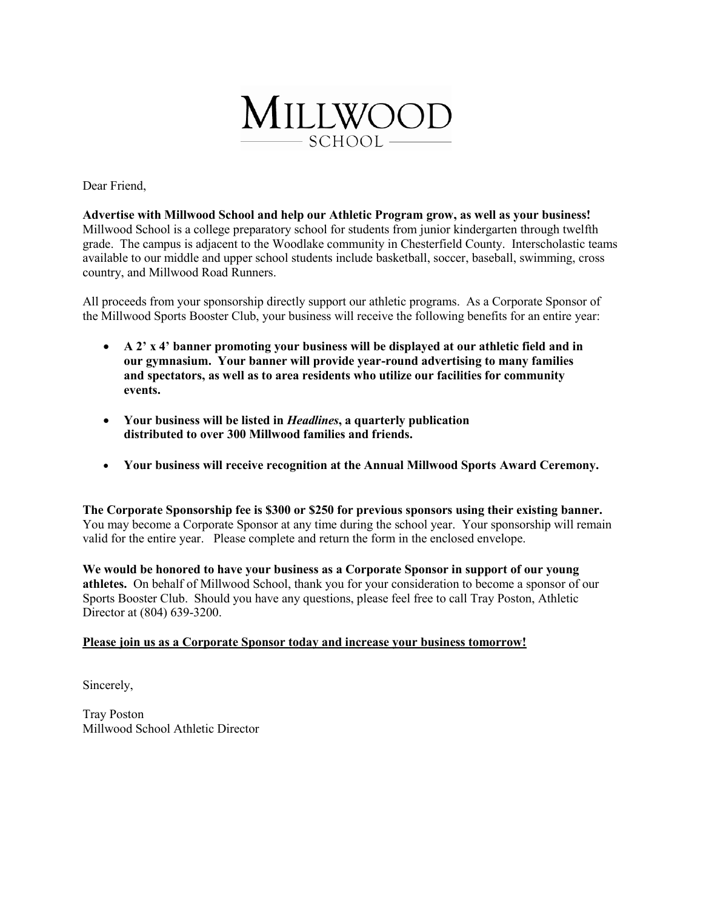# MILLWOOD
SCHOOL

Dear Friend,

**Advertise with Millwood School and help our Athletic Program grow, as well as your business!** Millwood School is a college preparatory school for students from junior kindergarten through twelfth grade. The campus is adjacent to the Woodlake community in Chesterfield County. Interscholastic teams available to our middle and upper school students include basketball, soccer, baseball, swimming, cross country, and Millwood Road Runners.

All proceeds from your sponsorship directly support our athletic programs. As a Corporate Sponsor of the Millwood Sports Booster Club, your business will receive the following benefits for an entire year:

- **A 2' x 4' banner promoting your business will be displayed at our athletic field and in our gymnasium. Your banner will provide year-round advertising to many families and spectators, as well as to area residents who utilize our facilities for community events.**
- **Your business will be listed in *Headlines*, a quarterly publication distributed to over 300 Millwood families and friends.**
- **Your business will receive recognition at the Annual Millwood Sports Award Ceremony.**

**The Corporate Sponsorship fee is $300 or $250 for previous sponsors using their existing banner.** You may become a Corporate Sponsor at any time during the school year. Your sponsorship will remain valid for the entire year. Please complete and return the form in the enclosed envelope.

**We would be honored to have your business as a Corporate Sponsor in support of our young athletes.** On behalf of Millwood School, thank you for your consideration to become a sponsor of our Sports Booster Club. Should you have any questions, please feel free to call Tray Poston, Athletic Director at (804) 639-3200.

<u>**Please join us as a Corporate Sponsor today and increase your business tomorrow!**</u>

Sincerely,

Tray Poston
Millwood School Athletic Director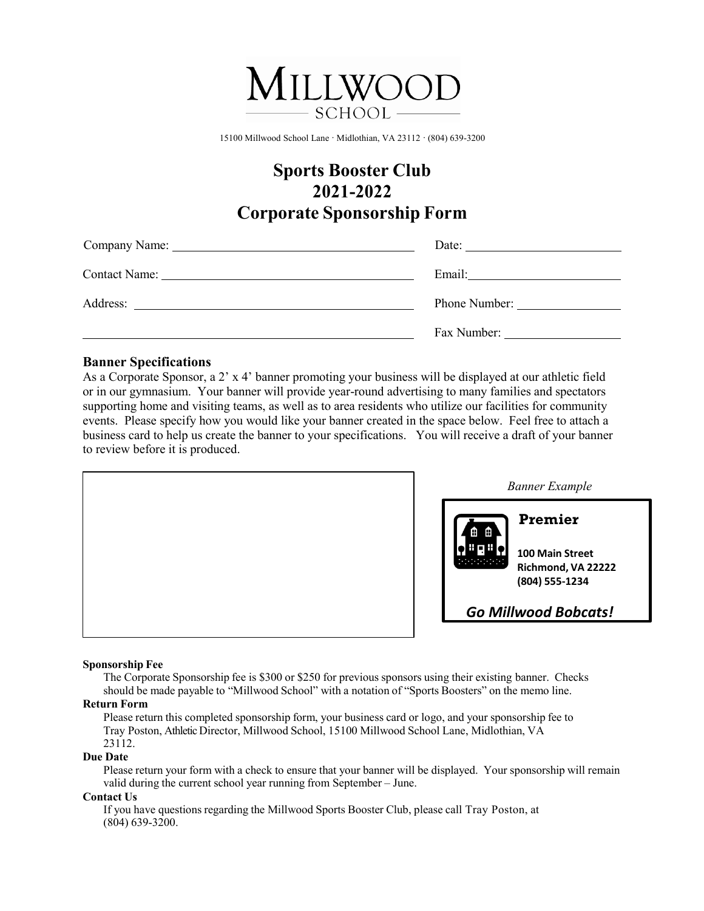# MILLWOOD SCHOOL

15100 Millwood School Lane · Midlothian, VA 23112 · (804) 639-3200

# Sports Booster Club
# 2021-2022
# Corporate Sponsorship Form

Company Name: ______________________________ Date: ____________________

Contact Name: ______________________________ Email: ____________________

Address: ______________________________ Phone Number: ____________________

______________________________ Fax Number: ____________________

## Banner Specifications

As a Corporate Sponsor, a 2' x 4' banner promoting your business will be displayed at our athletic field or in our gymnasium. Your banner will provide year-round advertising to many families and spectators supporting home and visiting teams, as well as to area residents who utilize our facilities for community events. Please specify how you would like your banner created in the space below. Feel free to attach a business card to help us create the banner to your specifications. You will receive a draft of your banner to review before it is produced.

*Banner Example*

**Premier**

**100 Main Street**
**Richmond, VA 22222**
**(804) 555-1234**

***Go Millwood Bobcats!***

**Sponsorship Fee**

The Corporate Sponsorship fee is $300 or $250 for previous sponsors using their existing banner. Checks should be made payable to "Millwood School" with a notation of "Sports Boosters" on the memo line.

**Return Form**

Please return this completed sponsorship form, your business card or logo, and your sponsorship fee to Tray Poston, Athletic Director, Millwood School, 15100 Millwood School Lane, Midlothian, VA 23112.

**Due Date**

Please return your form with a check to ensure that your banner will be displayed. Your sponsorship will remain valid during the current school year running from September – June.

**Contact Us**

If you have questions regarding the Millwood Sports Booster Club, please call Tray Poston, at (804) 639-3200.